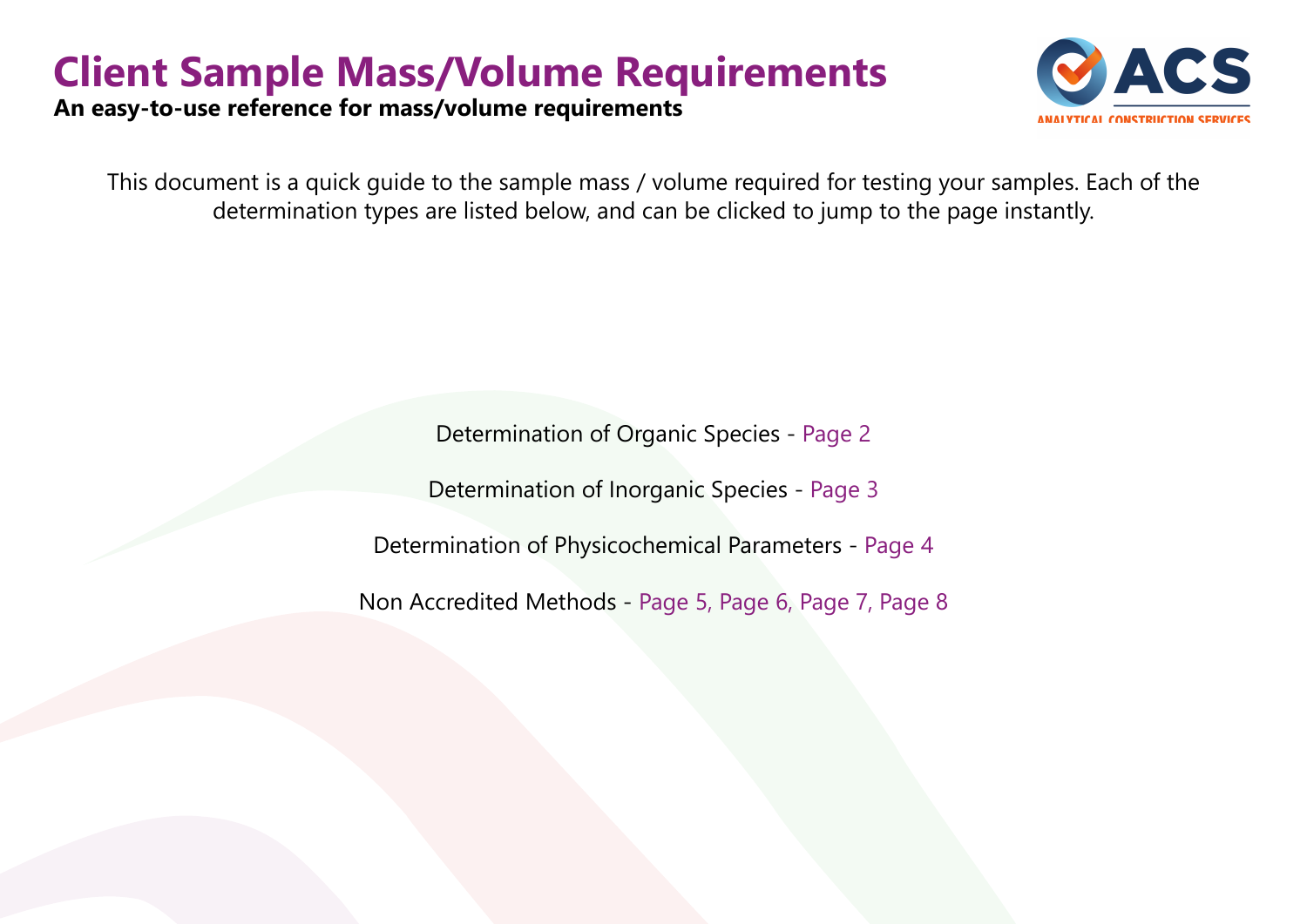# Client Sample Mass/Volume Requirements

**An easy-to-use reference for mass/volume requirements**

This document is a quick guide to the sample mass / volume required for testing your samples. Each of the determination types are listed below, and can be clicked to jump to the page instantly.

Determination of Organic Species - Page 2

Determination of Inorganic Species - Page 3

Determination of Physicochemical Parameters - Page 4

Non Accredited Methods - Page 5, Page 6, Page 7, Page 8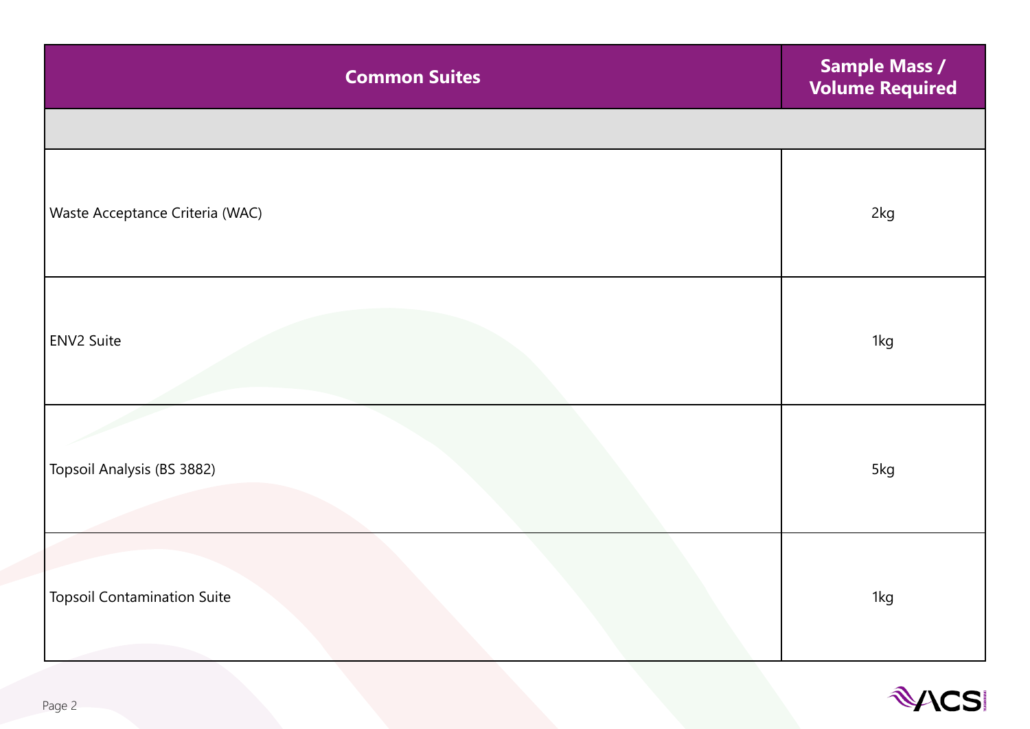| Common Suites | Sample Mass / Volume Required |
|---|---|
| | |
| Waste Acceptance Criteria (WAC) | 2kg |
| ENV2 Suite | 1kg |
| Topsoil Analysis (BS 3882) | 5kg |
| Topsoil Contamination Suite | 1kg |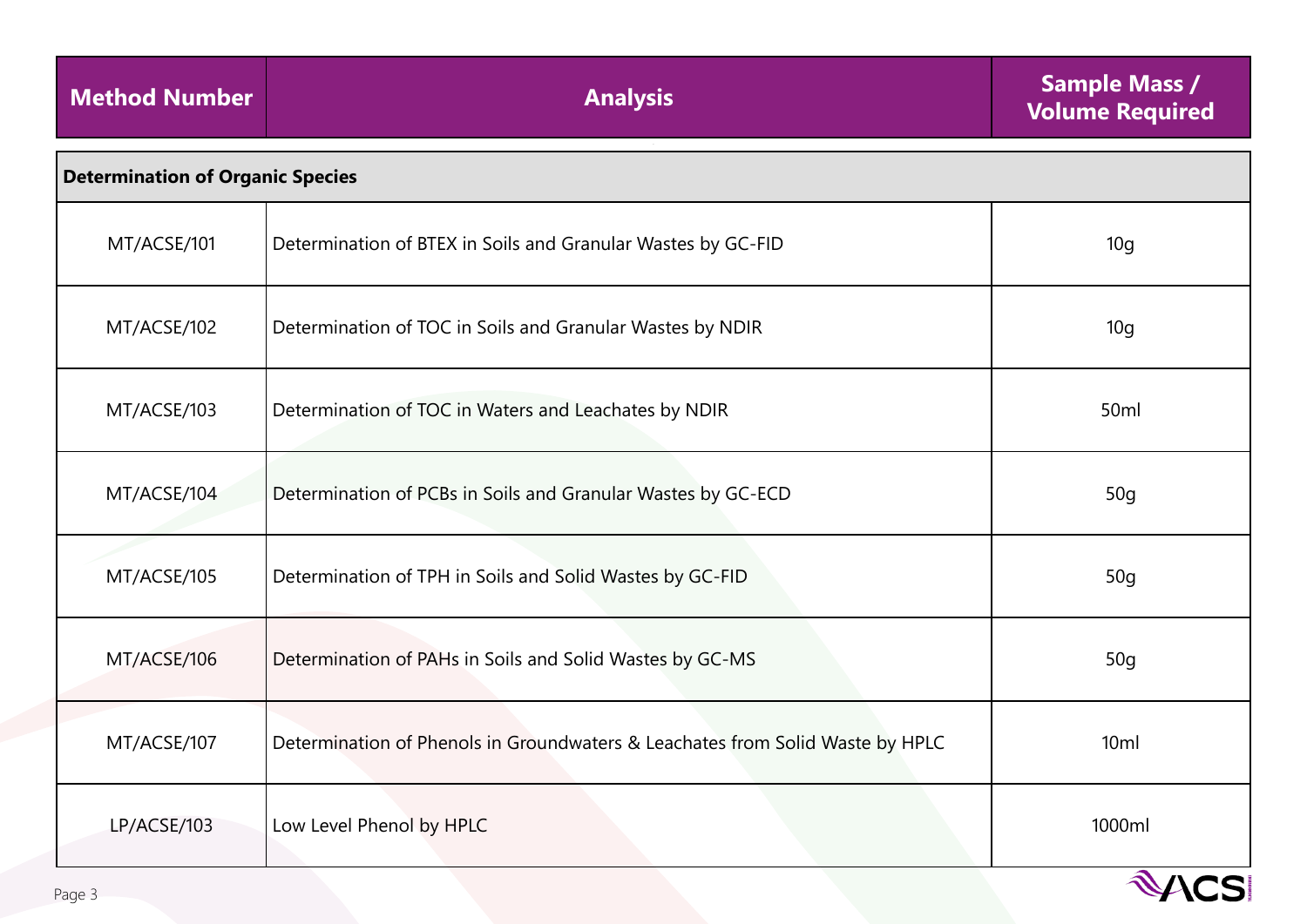| Method Number | Analysis | Sample Mass / Volume Required |
|---|---|---|
| **Determination of Organic Species** | | |
| MT/ACSE/101 | Determination of BTEX in Soils and Granular Wastes by GC-FID | 10g |
| MT/ACSE/102 | Determination of TOC in Soils and Granular Wastes by NDIR | 10g |
| MT/ACSE/103 | Determination of TOC in Waters and Leachates by NDIR | 50ml |
| MT/ACSE/104 | Determination of PCBs in Soils and Granular Wastes by GC-ECD | 50g |
| MT/ACSE/105 | Determination of TPH in Soils and Solid Wastes by GC-FID | 50g |
| MT/ACSE/106 | Determination of PAHs in Soils and Solid Wastes by GC-MS | 50g |
| MT/ACSE/107 | Determination of Phenols in Groundwaters & Leachates from Solid Waste by HPLC | 10ml |
| LP/ACSE/103 | Low Level Phenol by HPLC | 1000ml |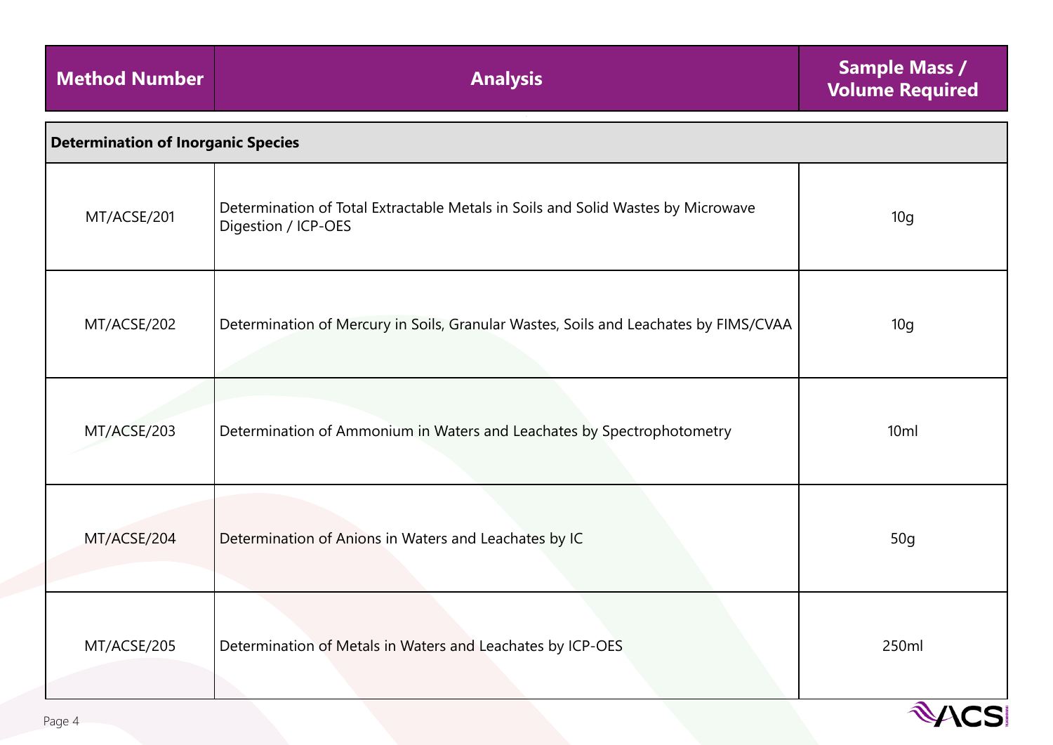| Method Number | Analysis | Sample Mass / Volume Required |
|---|---|---|
| **Determination of Inorganic Species** | | |
| MT/ACSE/201 | Determination of Total Extractable Metals in Soils and Solid Wastes by Microwave Digestion / ICP-OES | 10g |
| MT/ACSE/202 | Determination of Mercury in Soils, Granular Wastes, Soils and Leachates by FIMS/CVAA | 10g |
| MT/ACSE/203 | Determination of Ammonium in Waters and Leachates by Spectrophotometry | 10ml |
| MT/ACSE/204 | Determination of Anions in Waters and Leachates by IC | 50g |
| MT/ACSE/205 | Determination of Metals in Waters and Leachates by ICP-OES | 250ml |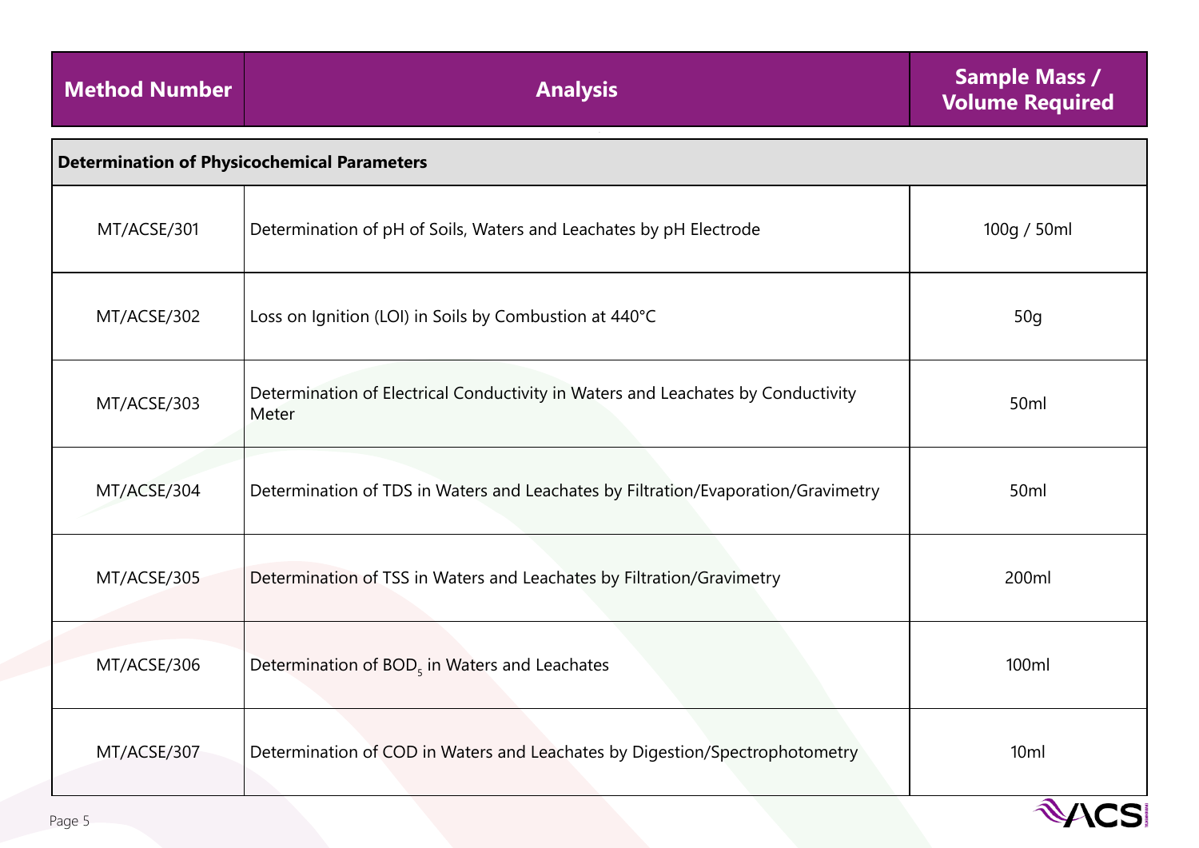| Method Number | Analysis | Sample Mass / Volume Required |
|---|---|---|
| **Determination of Physicochemical Parameters** | | |
| MT/ACSE/301 | Determination of pH of Soils, Waters and Leachates by pH Electrode | 100g / 50ml |
| MT/ACSE/302 | Loss on Ignition (LOI) in Soils by Combustion at 440°C | 50g |
| MT/ACSE/303 | Determination of Electrical Conductivity in Waters and Leachates by Conductivity Meter | 50ml |
| MT/ACSE/304 | Determination of TDS in Waters and Leachates by Filtration/Evaporation/Gravimetry | 50ml |
| MT/ACSE/305 | Determination of TSS in Waters and Leachates by Filtration/Gravimetry | 200ml |
| MT/ACSE/306 | Determination of $BOD_5$ in Waters and Leachates | 100ml |
| MT/ACSE/307 | Determination of COD in Waters and Leachates by Digestion/Spectrophotometry | 10ml |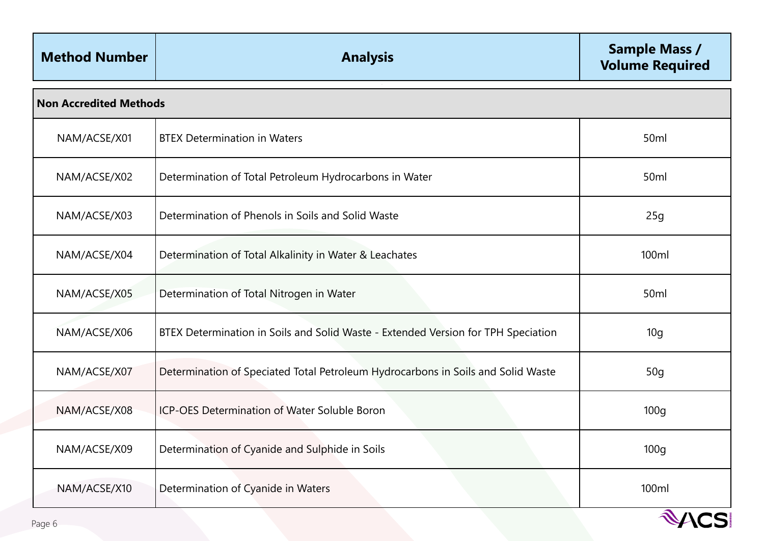| Method Number | Analysis | Sample Mass / Volume Required |
|---|---|---|
| **Non Accredited Methods** | | |
| NAM/ACSE/X01 | BTEX Determination in Waters | 50ml |
| NAM/ACSE/X02 | Determination of Total Petroleum Hydrocarbons in Water | 50ml |
| NAM/ACSE/X03 | Determination of Phenols in Soils and Solid Waste | 25g |
| NAM/ACSE/X04 | Determination of Total Alkalinity in Water & Leachates | 100ml |
| NAM/ACSE/X05 | Determination of Total Nitrogen in Water | 50ml |
| NAM/ACSE/X06 | BTEX Determination in Soils and Solid Waste - Extended Version for TPH Speciation | 10g |
| NAM/ACSE/X07 | Determination of Speciated Total Petroleum Hydrocarbons in Soils and Solid Waste | 50g |
| NAM/ACSE/X08 | ICP-OES Determination of Water Soluble Boron | 100g |
| NAM/ACSE/X09 | Determination of Cyanide and Sulphide in Soils | 100g |
| NAM/ACSE/X10 | Determination of Cyanide in Waters | 100ml |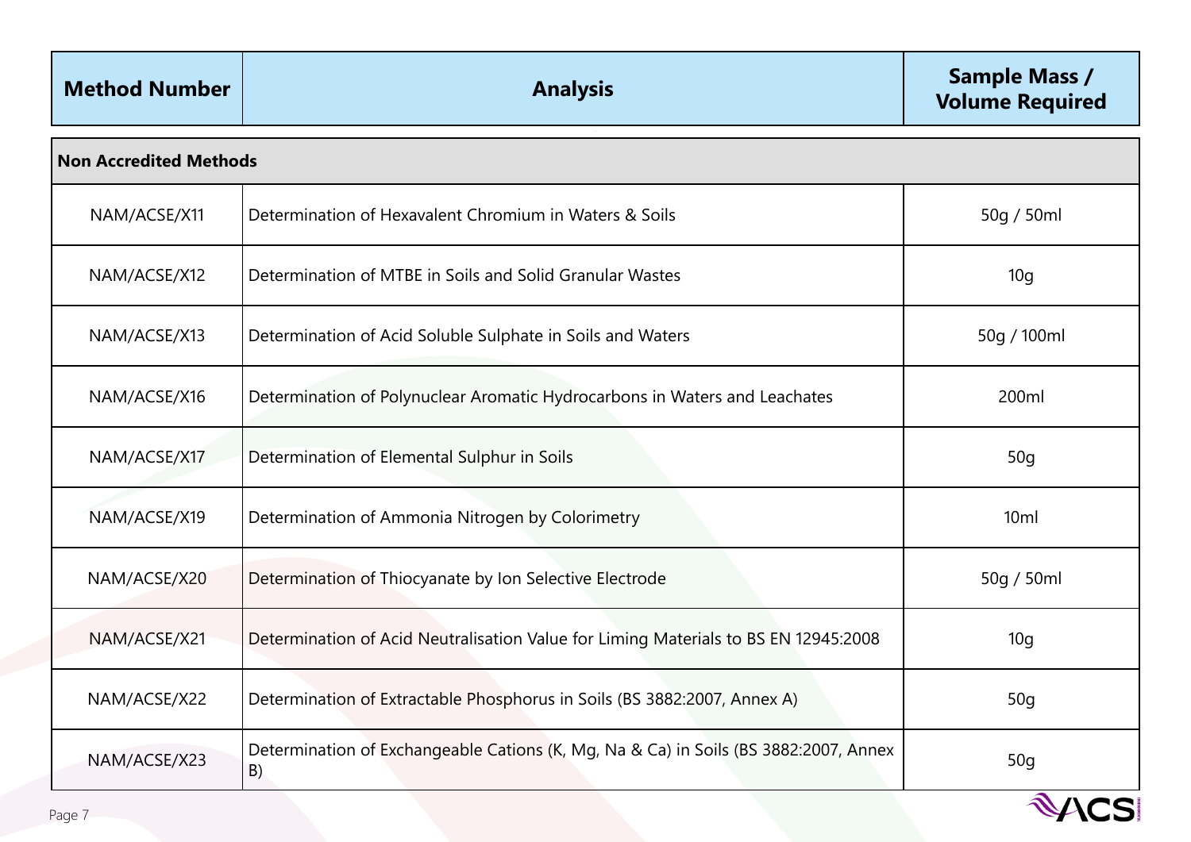| Method Number | Analysis | Sample Mass / Volume Required |
| --- | --- | --- |
| **Non Accredited Methods** | | |
| NAM/ACSE/X11 | Determination of Hexavalent Chromium in Waters & Soils | 50g / 50ml |
| NAM/ACSE/X12 | Determination of MTBE in Soils and Solid Granular Wastes | 10g |
| NAM/ACSE/X13 | Determination of Acid Soluble Sulphate in Soils and Waters | 50g / 100ml |
| NAM/ACSE/X16 | Determination of Polynuclear Aromatic Hydrocarbons in Waters and Leachates | 200ml |
| NAM/ACSE/X17 | Determination of Elemental Sulphur in Soils | 50g |
| NAM/ACSE/X19 | Determination of Ammonia Nitrogen by Colorimetry | 10ml |
| NAM/ACSE/X20 | Determination of Thiocyanate by Ion Selective Electrode | 50g / 50ml |
| NAM/ACSE/X21 | Determination of Acid Neutralisation Value for Liming Materials to BS EN 12945:2008 | 10g |
| NAM/ACSE/X22 | Determination of Extractable Phosphorus in Soils (BS 3882:2007, Annex A) | 50g |
| NAM/ACSE/X23 | Determination of Exchangeable Cations (K, Mg, Na & Ca) in Soils (BS 3882:2007, Annex B) | 50g |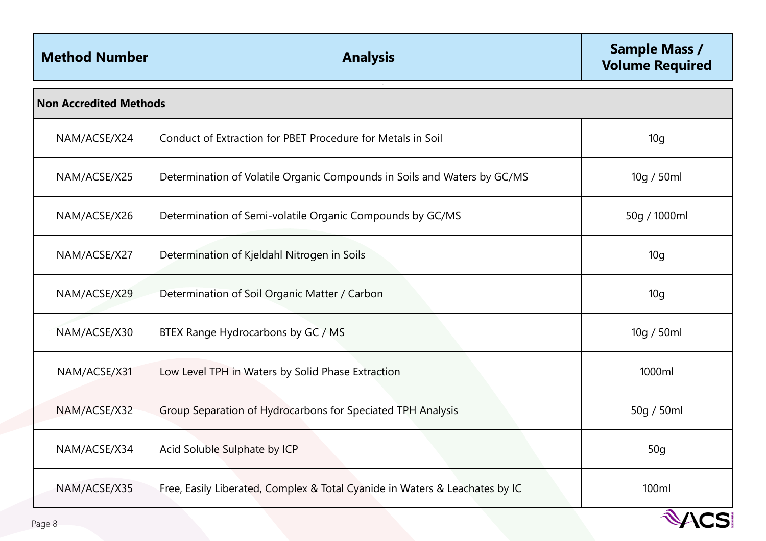| Method Number | Analysis | Sample Mass / Volume Required |
|---|---|---|
| **Non Accredited Methods** | | |
| NAM/ACSE/X24 | Conduct of Extraction for PBET Procedure for Metals in Soil | 10g |
| NAM/ACSE/X25 | Determination of Volatile Organic Compounds in Soils and Waters by GC/MS | 10g / 50ml |
| NAM/ACSE/X26 | Determination of Semi-volatile Organic Compounds by GC/MS | 50g / 1000ml |
| NAM/ACSE/X27 | Determination of Kjeldahl Nitrogen in Soils | 10g |
| NAM/ACSE/X29 | Determination of Soil Organic Matter / Carbon | 10g |
| NAM/ACSE/X30 | BTEX Range Hydrocarbons by GC / MS | 10g / 50ml |
| NAM/ACSE/X31 | Low Level TPH in Waters by Solid Phase Extraction | 1000ml |
| NAM/ACSE/X32 | Group Separation of Hydrocarbons for Speciated TPH Analysis | 50g / 50ml |
| NAM/ACSE/X34 | Acid Soluble Sulphate by ICP | 50g |
| NAM/ACSE/X35 | Free, Easily Liberated, Complex & Total Cyanide in Waters & Leachates by IC | 100ml |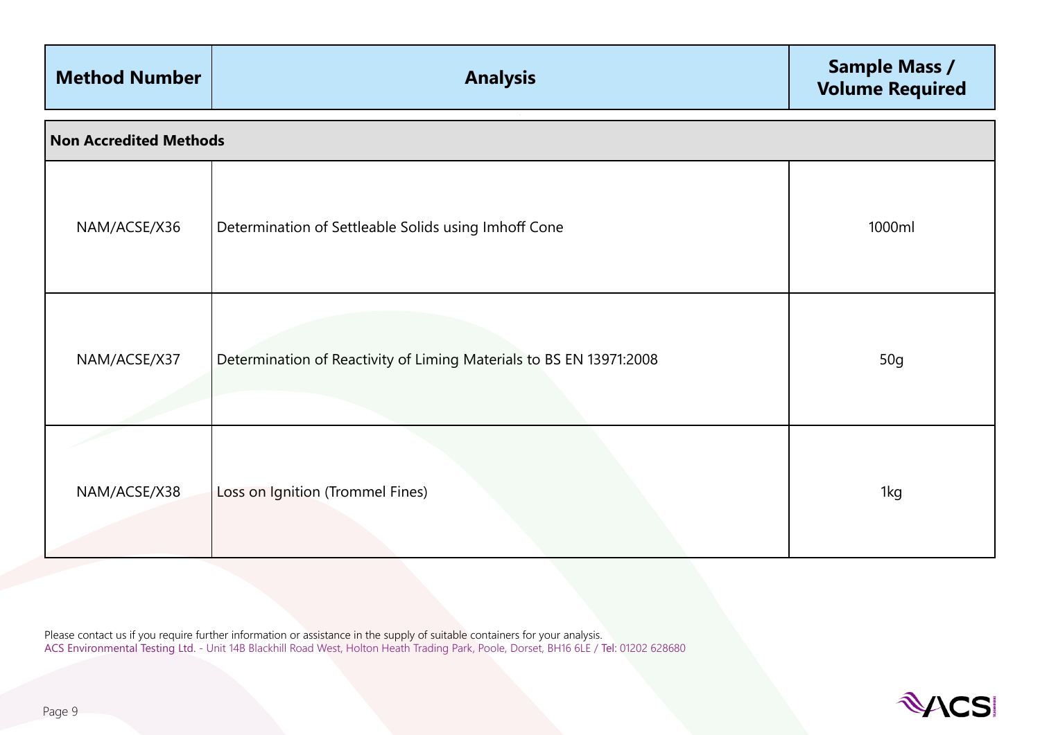| Method Number | Analysis | Sample Mass / Volume Required |
|---|---|---|
| **Non Accredited Methods** | | |
| NAM/ACSE/X36 | Determination of Settleable Solids using Imhoff Cone | 1000ml |
| NAM/ACSE/X37 | Determination of Reactivity of Liming Materials to BS EN 13971:2008 | 50g |
| NAM/ACSE/X38 | Loss on Ignition (Trommel Fines) | 1kg |

Please contact us if you require further information or assistance in the supply of suitable containers for your analysis.
ACS Environmental Testing Ltd. - Unit 14B Blackhill Road West, Holton Heath Trading Park, Poole, Dorset, BH16 6LE / Tel: 01202 628680